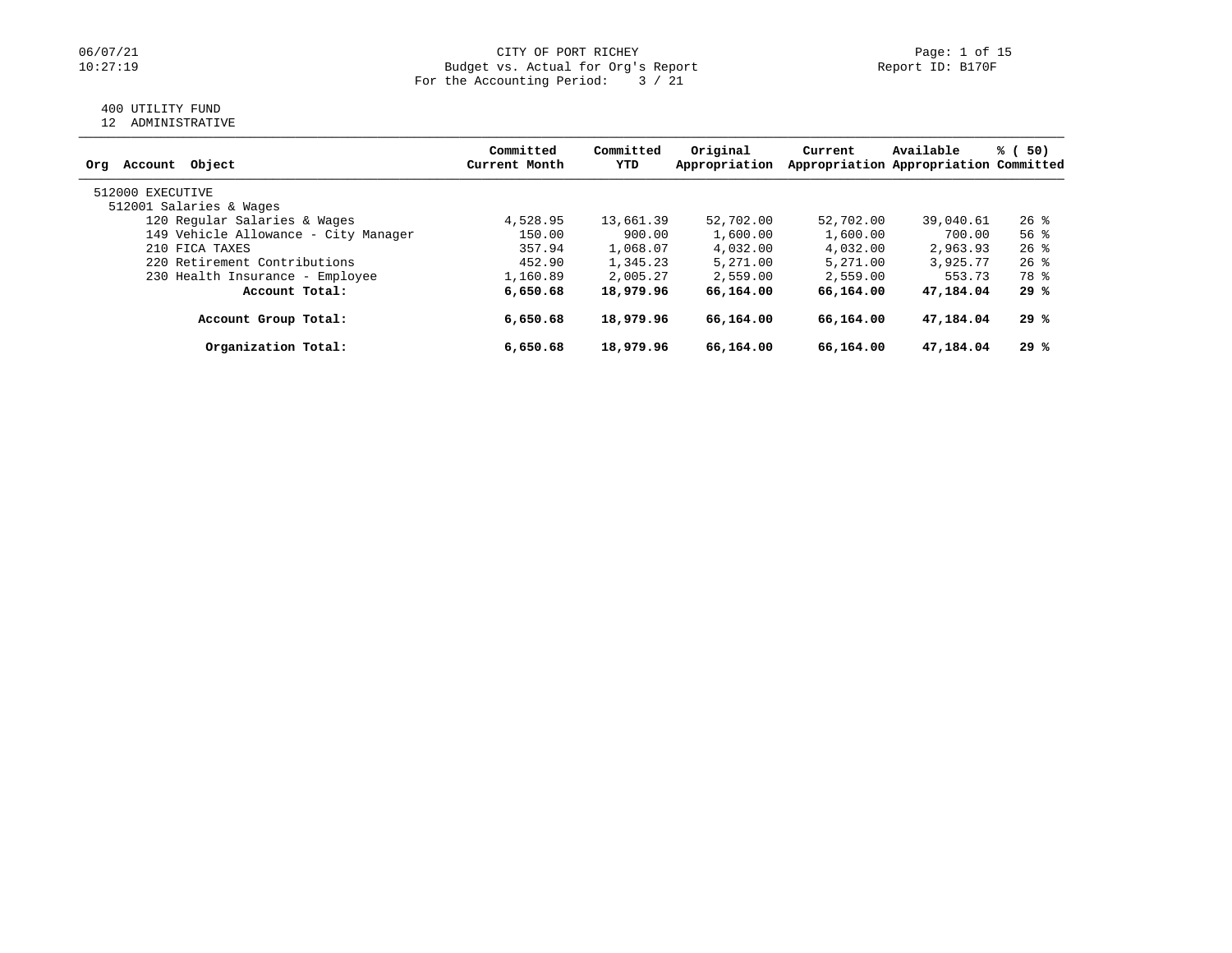# CITY OF PORT RICHEY

## Budget vs. Actual for Org's Report

For the Accounting Period: 3 / 21

400 UTILITY FUND
12 ADMINISTRATIVE

| Org Account Object | Committed Current Month | Committed YTD | Original Appropriation | Current Appropriation | Available Appropriation | % ( 50) Committed |
|---|---|---|---|---|---|---|
| 512000 EXECUTIVE | | | | | | |
| 512001 Salaries & Wages | | | | | | |
| 120 Regular Salaries & Wages | 4,528.95 | 13,661.39 | 52,702.00 | 52,702.00 | 39,040.61 | 26 % |
| 149 Vehicle Allowance - City Manager | 150.00 | 900.00 | 1,600.00 | 1,600.00 | 700.00 | 56 % |
| 210 FICA TAXES | 357.94 | 1,068.07 | 4,032.00 | 4,032.00 | 2,963.93 | 26 % |
| 220 Retirement Contributions | 452.90 | 1,345.23 | 5,271.00 | 5,271.00 | 3,925.77 | 26 % |
| 230 Health Insurance - Employee | 1,160.89 | 2,005.27 | 2,559.00 | 2,559.00 | 553.73 | 78 % |
| **Account Total:** | **6,650.68** | **18,979.96** | **66,164.00** | **66,164.00** | **47,184.04** | **29 %** |
| **Account Group Total:** | **6,650.68** | **18,979.96** | **66,164.00** | **66,164.00** | **47,184.04** | **29 %** |
| **Organization Total:** | **6,650.68** | **18,979.96** | **66,164.00** | **66,164.00** | **47,184.04** | **29 %** |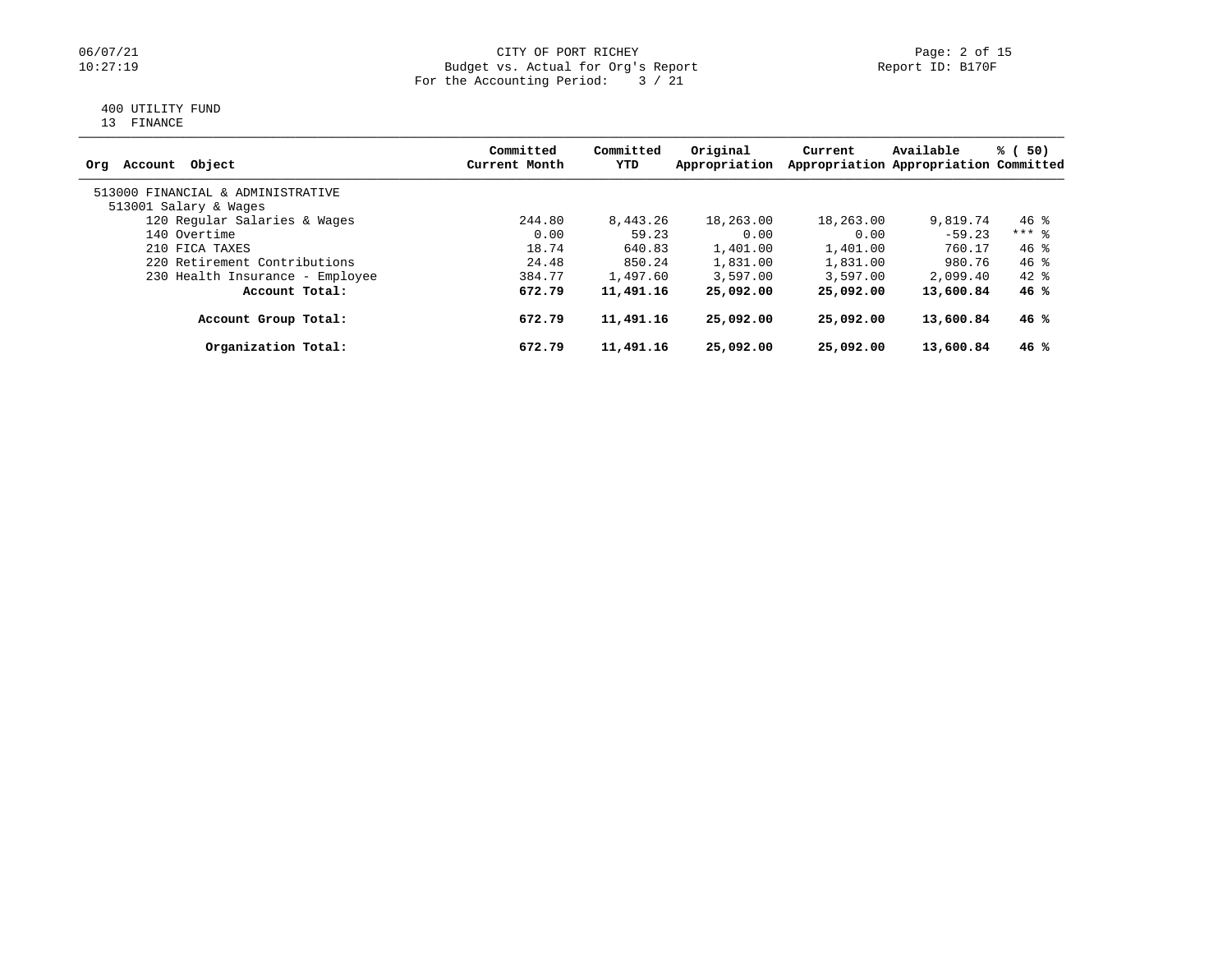CITY OF PORT RICHEY
Budget vs. Actual for Org's Report
For the Accounting Period: 3 / 21

400 UTILITY FUND
13 FINANCE

| Org Account Object | Committed Current Month | Committed YTD | Original Appropriation | Current Appropriation | Available Appropriation | % ( 50) Committed |
|---|---|---|---|---|---|---|
| 513000 FINANCIAL & ADMINISTRATIVE | | | | | | |
| 513001 Salary & Wages | | | | | | |
| 120 Regular Salaries & Wages | 244.80 | 8,443.26 | 18,263.00 | 18,263.00 | 9,819.74 | 46 % |
| 140 Overtime | 0.00 | 59.23 | 0.00 | 0.00 | -59.23 | *** % |
| 210 FICA TAXES | 18.74 | 640.83 | 1,401.00 | 1,401.00 | 760.17 | 46 % |
| 220 Retirement Contributions | 24.48 | 850.24 | 1,831.00 | 1,831.00 | 980.76 | 46 % |
| 230 Health Insurance - Employee | 384.77 | 1,497.60 | 3,597.00 | 3,597.00 | 2,099.40 | 42 % |
| **Account Total:** | **672.79** | **11,491.16** | **25,092.00** | **25,092.00** | **13,600.84** | **46 %** |
| **Account Group Total:** | **672.79** | **11,491.16** | **25,092.00** | **25,092.00** | **13,600.84** | **46 %** |
| **Organization Total:** | **672.79** | **11,491.16** | **25,092.00** | **25,092.00** | **13,600.84** | **46 %** |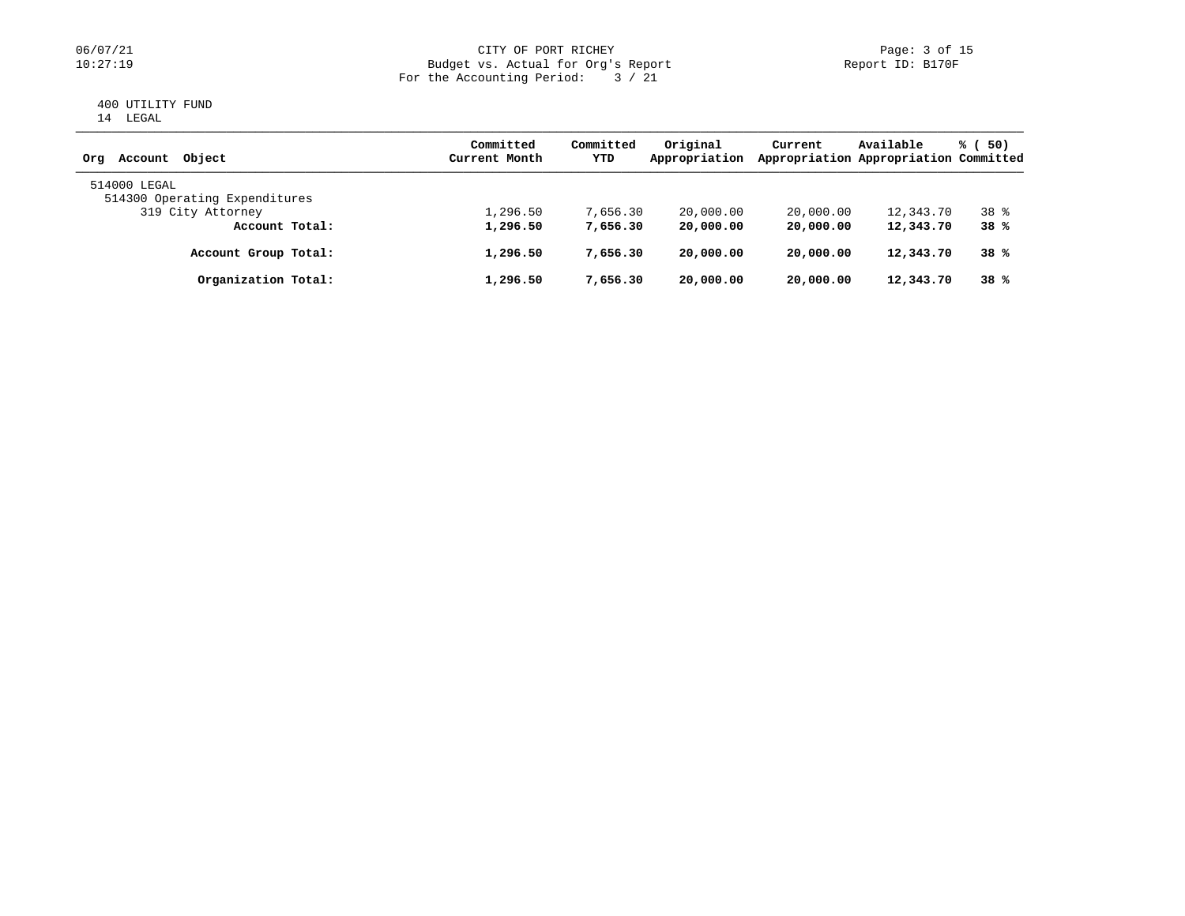CITY OF PORT RICHEY
Budget vs. Actual for Org's Report
For the Accounting Period: 3 / 21

400 UTILITY FUND
14 LEGAL

| Org Account Object | Committed Current Month | Committed YTD | Original Appropriation | Current Appropriation | Available Appropriation | % ( 50) Committed |
|---|---|---|---|---|---|---|
| 514000 LEGAL | | | | | | |
| 514300 Operating Expenditures | | | | | | |
| 319 City Attorney | 1,296.50 | 7,656.30 | 20,000.00 | 20,000.00 | 12,343.70 | 38 % |
| **Account Total:** | **1,296.50** | **7,656.30** | **20,000.00** | **20,000.00** | **12,343.70** | **38 %** |
| **Account Group Total:** | **1,296.50** | **7,656.30** | **20,000.00** | **20,000.00** | **12,343.70** | **38 %** |
| **Organization Total:** | **1,296.50** | **7,656.30** | **20,000.00** | **20,000.00** | **12,343.70** | **38 %** |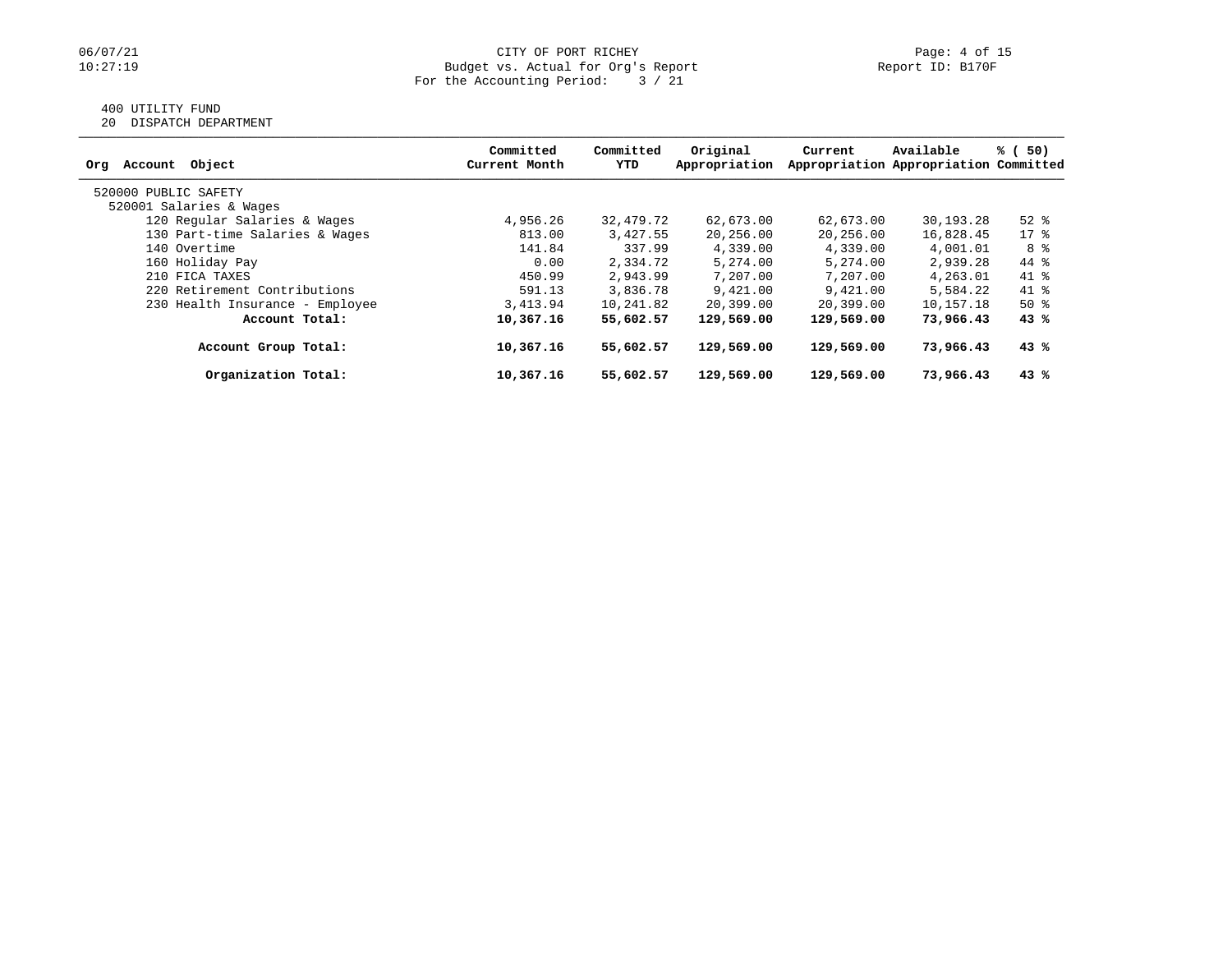CITY OF PORT RICHEY
Budget vs. Actual for Org's Report
For the Accounting Period: 3 / 21

400 UTILITY FUND
20 DISPATCH DEPARTMENT

| Org Account Object | Committed Current Month | Committed YTD | Original Appropriation | Current Appropriation | Available Appropriation | % ( 50) Committed |
|---|---|---|---|---|---|---|
| 520000 PUBLIC SAFETY | | | | | | |
| 520001 Salaries & Wages | | | | | | |
| 120 Regular Salaries & Wages | 4,956.26 | 32,479.72 | 62,673.00 | 62,673.00 | 30,193.28 | 52 % |
| 130 Part-time Salaries & Wages | 813.00 | 3,427.55 | 20,256.00 | 20,256.00 | 16,828.45 | 17 % |
| 140 Overtime | 141.84 | 337.99 | 4,339.00 | 4,339.00 | 4,001.01 | 8 % |
| 160 Holiday Pay | 0.00 | 2,334.72 | 5,274.00 | 5,274.00 | 2,939.28 | 44 % |
| 210 FICA TAXES | 450.99 | 2,943.99 | 7,207.00 | 7,207.00 | 4,263.01 | 41 % |
| 220 Retirement Contributions | 591.13 | 3,836.78 | 9,421.00 | 9,421.00 | 5,584.22 | 41 % |
| 230 Health Insurance - Employee | 3,413.94 | 10,241.82 | 20,399.00 | 20,399.00 | 10,157.18 | 50 % |
| **Account Total:** | **10,367.16** | **55,602.57** | **129,569.00** | **129,569.00** | **73,966.43** | **43 %** |
| **Account Group Total:** | **10,367.16** | **55,602.57** | **129,569.00** | **129,569.00** | **73,966.43** | **43 %** |
| **Organization Total:** | **10,367.16** | **55,602.57** | **129,569.00** | **129,569.00** | **73,966.43** | **43 %** |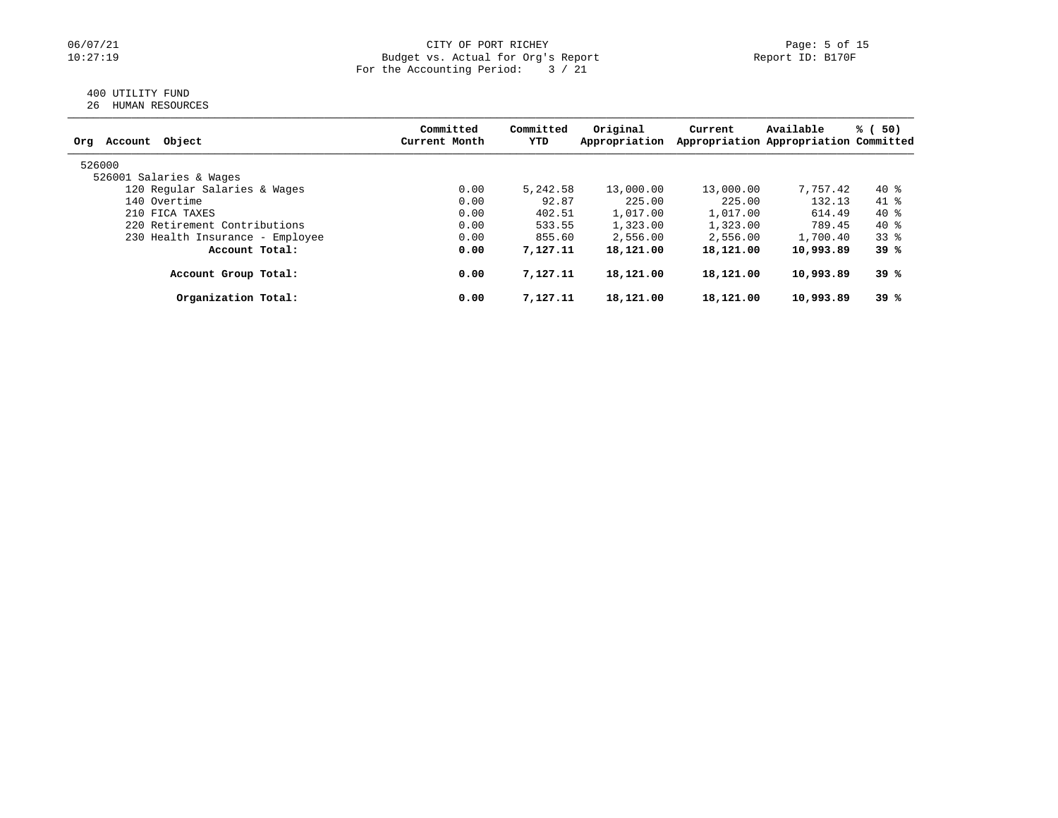CITY OF PORT RICHEY
Budget vs. Actual for Org's Report
For the Accounting Period: 3 / 21

400 UTILITY FUND
26 HUMAN RESOURCES

| Org Account Object | Committed Current Month | Committed YTD | Original Appropriation | Current Appropriation | Available Appropriation | % ( 50) Committed |
|---|---|---|---|---|---|---|
| 526000 | | | | | | |
| 526001 Salaries & Wages | | | | | | |
| 120 Regular Salaries & Wages | 0.00 | 5,242.58 | 13,000.00 | 13,000.00 | 7,757.42 | 40 % |
| 140 Overtime | 0.00 | 92.87 | 225.00 | 225.00 | 132.13 | 41 % |
| 210 FICA TAXES | 0.00 | 402.51 | 1,017.00 | 1,017.00 | 614.49 | 40 % |
| 220 Retirement Contributions | 0.00 | 533.55 | 1,323.00 | 1,323.00 | 789.45 | 40 % |
| 230 Health Insurance - Employee | 0.00 | 855.60 | 2,556.00 | 2,556.00 | 1,700.40 | 33 % |
| **Account Total:** | **0.00** | **7,127.11** | **18,121.00** | **18,121.00** | **10,993.89** | **39 %** |
| **Account Group Total:** | **0.00** | **7,127.11** | **18,121.00** | **18,121.00** | **10,993.89** | **39 %** |
| **Organization Total:** | **0.00** | **7,127.11** | **18,121.00** | **18,121.00** | **10,993.89** | **39 %** |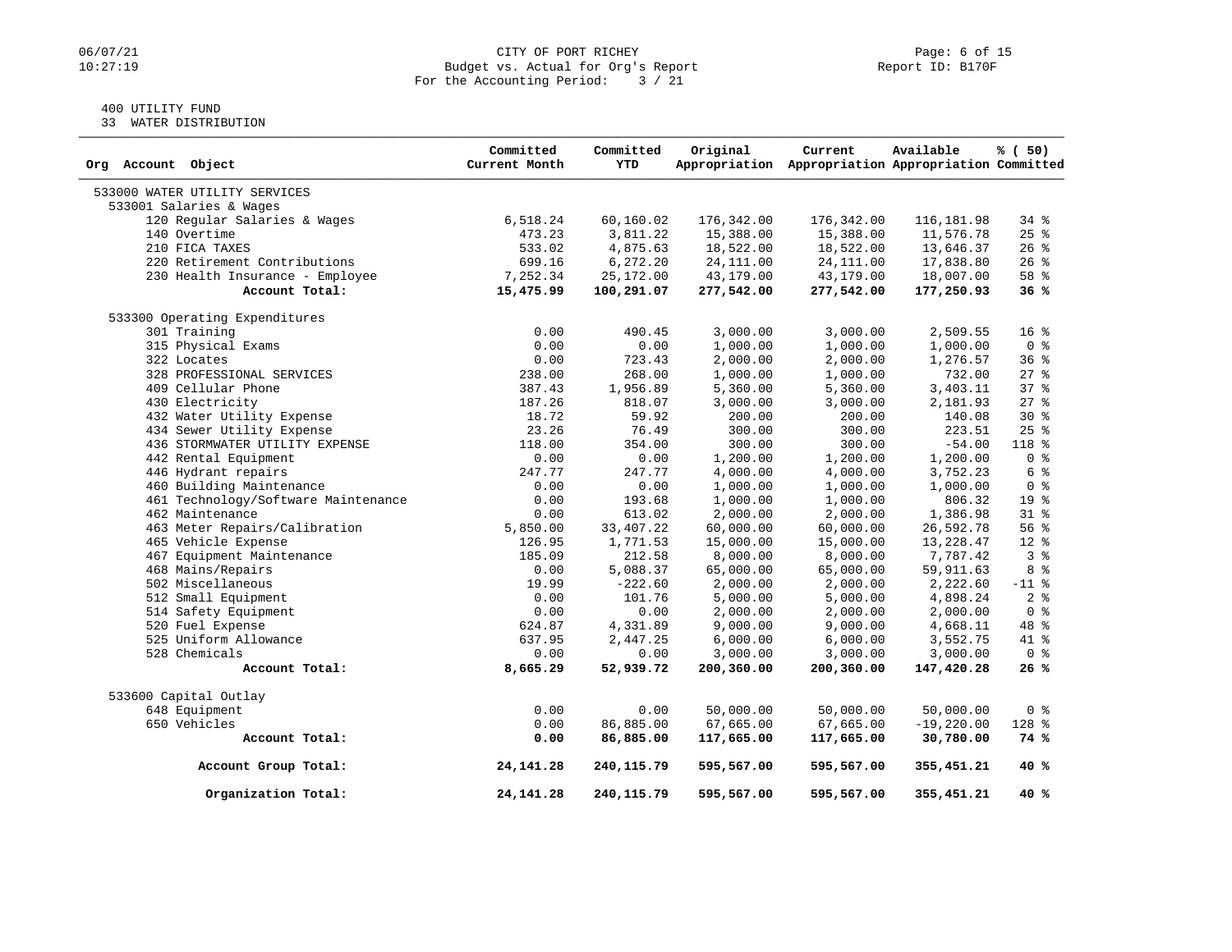CITY OF PORT RICHEY
Budget vs. Actual for Org's Report
For the Accounting Period: 3 / 21

06/07/21
10:27:19

Report ID: B170F

400 UTILITY FUND
33 WATER DISTRIBUTION

| Org Account Object | Committed Current Month | Committed YTD | Original Appropriation | Current Appropriation | Available Appropriation | % ( 50) Committed |
|---|---|---|---|---|---|---|
| 533000 WATER UTILITY SERVICES | | | | | | |
| 533001 Salaries & Wages | | | | | | |
| 120 Regular Salaries & Wages | 6,518.24 | 60,160.02 | 176,342.00 | 176,342.00 | 116,181.98 | 34 % |
| 140 Overtime | 473.23 | 3,811.22 | 15,388.00 | 15,388.00 | 11,576.78 | 25 % |
| 210 FICA TAXES | 533.02 | 4,875.63 | 18,522.00 | 18,522.00 | 13,646.37 | 26 % |
| 220 Retirement Contributions | 699.16 | 6,272.20 | 24,111.00 | 24,111.00 | 17,838.80 | 26 % |
| 230 Health Insurance - Employee | 7,252.34 | 25,172.00 | 43,179.00 | 43,179.00 | 18,007.00 | 58 % |
| **Account Total:** | **15,475.99** | **100,291.07** | **277,542.00** | **277,542.00** | **177,250.93** | **36 %** |
| 533300 Operating Expenditures | | | | | | |
| 301 Training | 0.00 | 490.45 | 3,000.00 | 3,000.00 | 2,509.55 | 16 % |
| 315 Physical Exams | 0.00 | 0.00 | 1,000.00 | 1,000.00 | 1,000.00 | 0 % |
| 322 Locates | 0.00 | 723.43 | 2,000.00 | 2,000.00 | 1,276.57 | 36 % |
| 328 PROFESSIONAL SERVICES | 238.00 | 268.00 | 1,000.00 | 1,000.00 | 732.00 | 27 % |
| 409 Cellular Phone | 387.43 | 1,956.89 | 5,360.00 | 5,360.00 | 3,403.11 | 37 % |
| 430 Electricity | 187.26 | 818.07 | 3,000.00 | 3,000.00 | 2,181.93 | 27 % |
| 432 Water Utility Expense | 18.72 | 59.92 | 200.00 | 200.00 | 140.08 | 30 % |
| 434 Sewer Utility Expense | 23.26 | 76.49 | 300.00 | 300.00 | 223.51 | 25 % |
| 436 STORMWATER UTILITY EXPENSE | 118.00 | 354.00 | 300.00 | 300.00 | -54.00 | 118 % |
| 442 Rental Equipment | 0.00 | 0.00 | 1,200.00 | 1,200.00 | 1,200.00 | 0 % |
| 446 Hydrant repairs | 247.77 | 247.77 | 4,000.00 | 4,000.00 | 3,752.23 | 6 % |
| 460 Building Maintenance | 0.00 | 0.00 | 1,000.00 | 1,000.00 | 1,000.00 | 0 % |
| 461 Technology/Software Maintenance | 0.00 | 193.68 | 1,000.00 | 1,000.00 | 806.32 | 19 % |
| 462 Maintenance | 0.00 | 613.02 | 2,000.00 | 2,000.00 | 1,386.98 | 31 % |
| 463 Meter Repairs/Calibration | 5,850.00 | 33,407.22 | 60,000.00 | 60,000.00 | 26,592.78 | 56 % |
| 465 Vehicle Expense | 126.95 | 1,771.53 | 15,000.00 | 15,000.00 | 13,228.47 | 12 % |
| 467 Equipment Maintenance | 185.09 | 212.58 | 8,000.00 | 8,000.00 | 7,787.42 | 3 % |
| 468 Mains/Repairs | 0.00 | 5,088.37 | 65,000.00 | 65,000.00 | 59,911.63 | 8 % |
| 502 Miscellaneous | 19.99 | -222.60 | 2,000.00 | 2,000.00 | 2,222.60 | -11 % |
| 512 Small Equipment | 0.00 | 101.76 | 5,000.00 | 5,000.00 | 4,898.24 | 2 % |
| 514 Safety Equipment | 0.00 | 0.00 | 2,000.00 | 2,000.00 | 2,000.00 | 0 % |
| 520 Fuel Expense | 624.87 | 4,331.89 | 9,000.00 | 9,000.00 | 4,668.11 | 48 % |
| 525 Uniform Allowance | 637.95 | 2,447.25 | 6,000.00 | 6,000.00 | 3,552.75 | 41 % |
| 528 Chemicals | 0.00 | 0.00 | 3,000.00 | 3,000.00 | 3,000.00 | 0 % |
| **Account Total:** | **8,665.29** | **52,939.72** | **200,360.00** | **200,360.00** | **147,420.28** | **26 %** |
| 533600 Capital Outlay | | | | | | |
| 648 Equipment | 0.00 | 0.00 | 50,000.00 | 50,000.00 | 50,000.00 | 0 % |
| 650 Vehicles | 0.00 | 86,885.00 | 67,665.00 | 67,665.00 | -19,220.00 | 128 % |
| **Account Total:** | **0.00** | **86,885.00** | **117,665.00** | **117,665.00** | **30,780.00** | **74 %** |
| **Account Group Total:** | **24,141.28** | **240,115.79** | **595,567.00** | **595,567.00** | **355,451.21** | **40 %** |
| **Organization Total:** | **24,141.28** | **240,115.79** | **595,567.00** | **595,567.00** | **355,451.21** | **40 %** |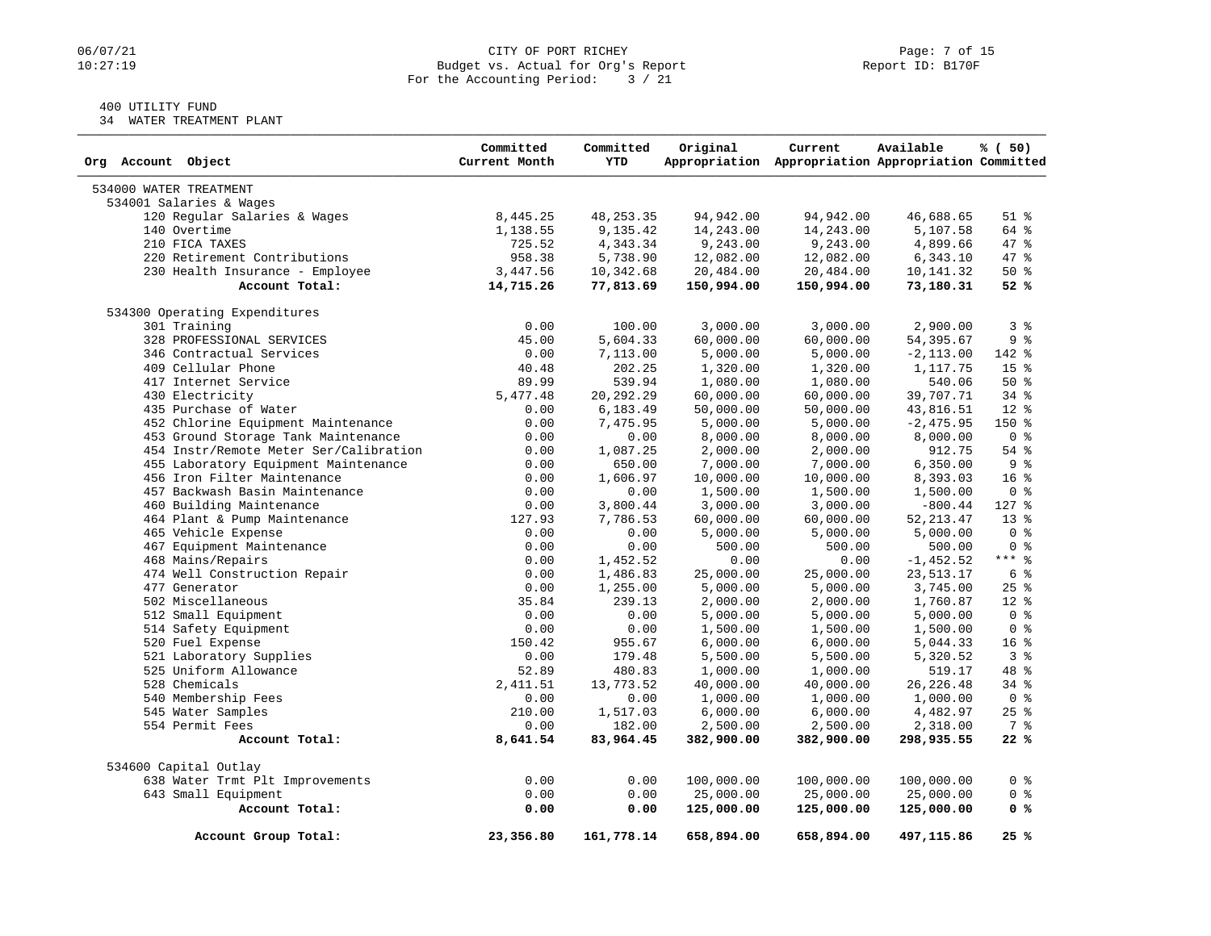CITY OF PORT RICHEY
Budget vs. Actual for Org's Report
For the Accounting Period: 3 / 21

400 UTILITY FUND
34 WATER TREATMENT PLANT

| Org Account Object | Committed Current Month | Committed YTD | Original Appropriation | Current Appropriation | Available Appropriation | % ( 50) Committed |
|---|---|---|---|---|---|---|
| 534000 WATER TREATMENT | | | | | | |
| 534001 Salaries & Wages | | | | | | |
| 120 Regular Salaries & Wages | 8,445.25 | 48,253.35 | 94,942.00 | 94,942.00 | 46,688.65 | 51 % |
| 140 Overtime | 1,138.55 | 9,135.42 | 14,243.00 | 14,243.00 | 5,107.58 | 64 % |
| 210 FICA TAXES | 725.52 | 4,343.34 | 9,243.00 | 9,243.00 | 4,899.66 | 47 % |
| 220 Retirement Contributions | 958.38 | 5,738.90 | 12,082.00 | 12,082.00 | 6,343.10 | 47 % |
| 230 Health Insurance - Employee | 3,447.56 | 10,342.68 | 20,484.00 | 20,484.00 | 10,141.32 | 50 % |
| **Account Total:** | **14,715.26** | **77,813.69** | **150,994.00** | **150,994.00** | **73,180.31** | **52 %** |
| 534300 Operating Expenditures | | | | | | |
| 301 Training | 0.00 | 100.00 | 3,000.00 | 3,000.00 | 2,900.00 | 3 % |
| 328 PROFESSIONAL SERVICES | 45.00 | 5,604.33 | 60,000.00 | 60,000.00 | 54,395.67 | 9 % |
| 346 Contractual Services | 0.00 | 7,113.00 | 5,000.00 | 5,000.00 | -2,113.00 | 142 % |
| 409 Cellular Phone | 40.48 | 202.25 | 1,320.00 | 1,320.00 | 1,117.75 | 15 % |
| 417 Internet Service | 89.99 | 539.94 | 1,080.00 | 1,080.00 | 540.06 | 50 % |
| 430 Electricity | 5,477.48 | 20,292.29 | 60,000.00 | 60,000.00 | 39,707.71 | 34 % |
| 435 Purchase of Water | 0.00 | 6,183.49 | 50,000.00 | 50,000.00 | 43,816.51 | 12 % |
| 452 Chlorine Equipment Maintenance | 0.00 | 7,475.95 | 5,000.00 | 5,000.00 | -2,475.95 | 150 % |
| 453 Ground Storage Tank Maintenance | 0.00 | 0.00 | 8,000.00 | 8,000.00 | 8,000.00 | 0 % |
| 454 Instr/Remote Meter Ser/Calibration | 0.00 | 1,087.25 | 2,000.00 | 2,000.00 | 912.75 | 54 % |
| 455 Laboratory Equipment Maintenance | 0.00 | 650.00 | 7,000.00 | 7,000.00 | 6,350.00 | 9 % |
| 456 Iron Filter Maintenance | 0.00 | 1,606.97 | 10,000.00 | 10,000.00 | 8,393.03 | 16 % |
| 457 Backwash Basin Maintenance | 0.00 | 0.00 | 1,500.00 | 1,500.00 | 1,500.00 | 0 % |
| 460 Building Maintenance | 0.00 | 3,800.44 | 3,000.00 | 3,000.00 | -800.44 | 127 % |
| 464 Plant & Pump Maintenance | 127.93 | 7,786.53 | 60,000.00 | 60,000.00 | 52,213.47 | 13 % |
| 465 Vehicle Expense | 0.00 | 0.00 | 5,000.00 | 5,000.00 | 5,000.00 | 0 % |
| 467 Equipment Maintenance | 0.00 | 0.00 | 500.00 | 500.00 | 500.00 | 0 % |
| 468 Mains/Repairs | 0.00 | 1,452.52 | 0.00 | 0.00 | -1,452.52 | *** % |
| 474 Well Construction Repair | 0.00 | 1,486.83 | 25,000.00 | 25,000.00 | 23,513.17 | 6 % |
| 477 Generator | 0.00 | 1,255.00 | 5,000.00 | 5,000.00 | 3,745.00 | 25 % |
| 502 Miscellaneous | 35.84 | 239.13 | 2,000.00 | 2,000.00 | 1,760.87 | 12 % |
| 512 Small Equipment | 0.00 | 0.00 | 5,000.00 | 5,000.00 | 5,000.00 | 0 % |
| 514 Safety Equipment | 0.00 | 0.00 | 1,500.00 | 1,500.00 | 1,500.00 | 0 % |
| 520 Fuel Expense | 150.42 | 955.67 | 6,000.00 | 6,000.00 | 5,044.33 | 16 % |
| 521 Laboratory Supplies | 0.00 | 179.48 | 5,500.00 | 5,500.00 | 5,320.52 | 3 % |
| 525 Uniform Allowance | 52.89 | 480.83 | 1,000.00 | 1,000.00 | 519.17 | 48 % |
| 528 Chemicals | 2,411.51 | 13,773.52 | 40,000.00 | 40,000.00 | 26,226.48 | 34 % |
| 540 Membership Fees | 0.00 | 0.00 | 1,000.00 | 1,000.00 | 1,000.00 | 0 % |
| 545 Water Samples | 210.00 | 1,517.03 | 6,000.00 | 6,000.00 | 4,482.97 | 25 % |
| 554 Permit Fees | 0.00 | 182.00 | 2,500.00 | 2,500.00 | 2,318.00 | 7 % |
| **Account Total:** | **8,641.54** | **83,964.45** | **382,900.00** | **382,900.00** | **298,935.55** | **22 %** |
| 534600 Capital Outlay | | | | | | |
| 638 Water Trmt Plt Improvements | 0.00 | 0.00 | 100,000.00 | 100,000.00 | 100,000.00 | 0 % |
| 643 Small Equipment | 0.00 | 0.00 | 25,000.00 | 25,000.00 | 25,000.00 | 0 % |
| **Account Total:** | **0.00** | **0.00** | **125,000.00** | **125,000.00** | **125,000.00** | **0 %** |
| **Account Group Total:** | **23,356.80** | **161,778.14** | **658,894.00** | **658,894.00** | **497,115.86** | **25 %** |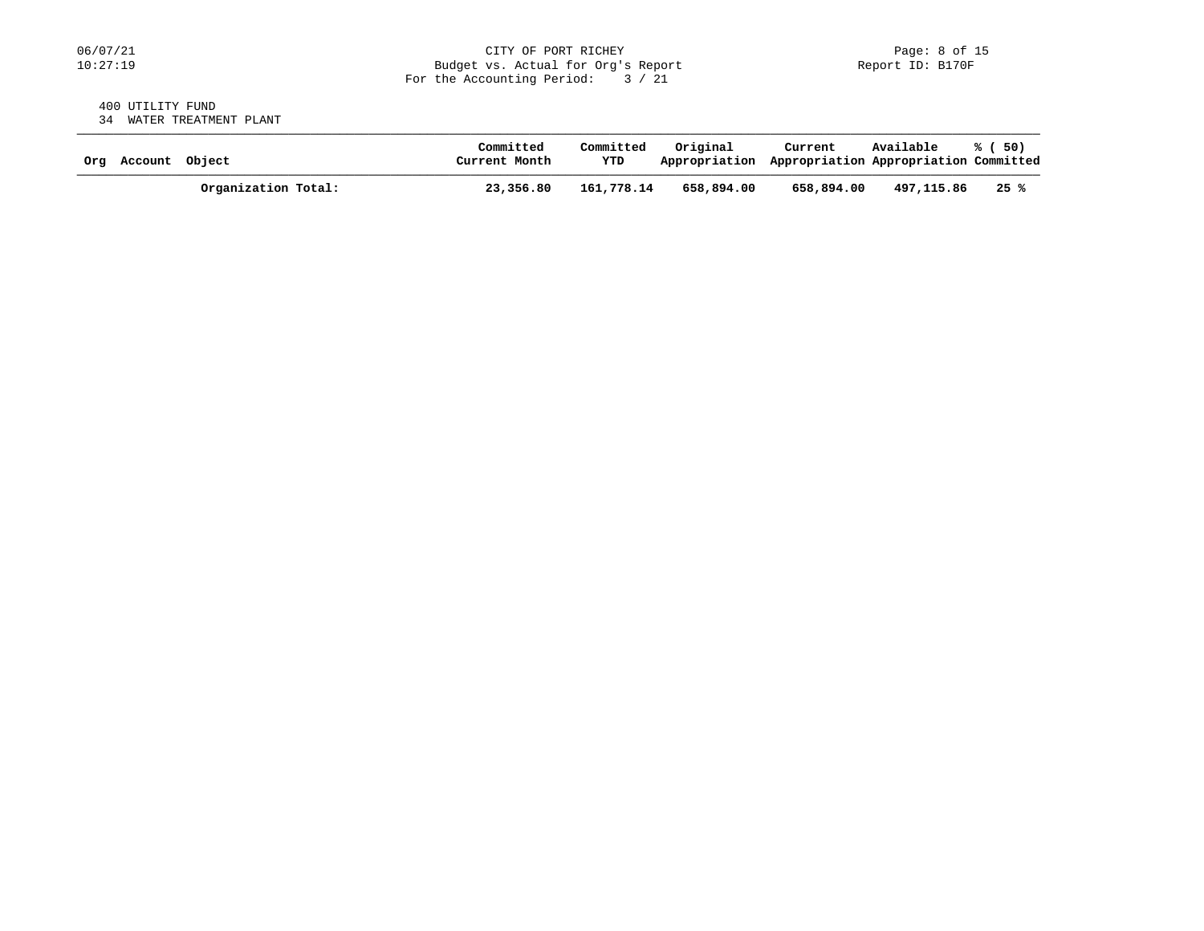CITY OF PORT RICHEY
Budget vs. Actual for Org's Report
For the Accounting Period: 3 / 21

400 UTILITY FUND
34 WATER TREATMENT PLANT

| Org | Account | Object | Committed Current Month | Committed YTD | Original Appropriation | Current Appropriation | Available Appropriation | % ( 50) Committed |
|---|---|---|---|---|---|---|---|---|
| | | **Organization Total:** | **23,356.80** | **161,778.14** | **658,894.00** | **658,894.00** | **497,115.86** | **25 %** |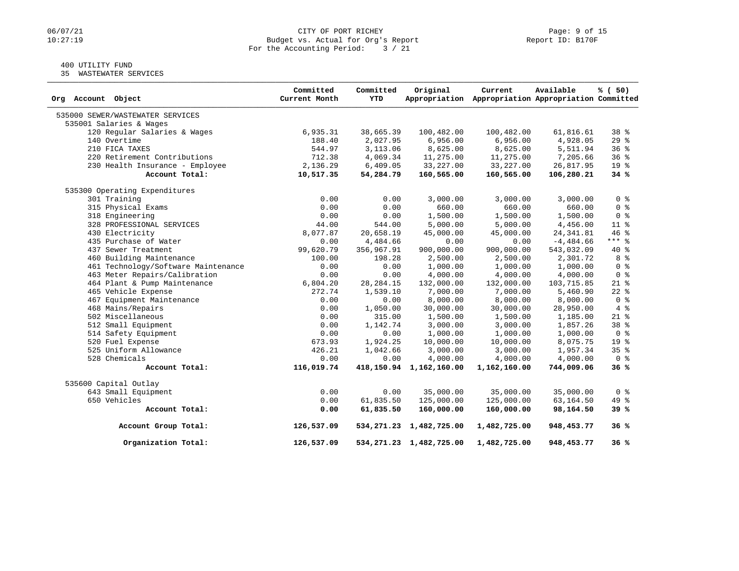CITY OF PORT RICHEY
Budget vs. Actual for Org's Report
For the Accounting Period: 3 / 21

06/07/21
10:27:19

Report ID: B170F

400 UTILITY FUND
35 WASTEWATER SERVICES

| Org Account Object | Committed Current Month | Committed YTD | Original Appropriation | Current Appropriation | Available Appropriation | % ( 50) Committed |
|---|---|---|---|---|---|---|
| 535000 SEWER/WASTEWATER SERVICES | | | | | | |
| 535001 Salaries & Wages | | | | | | |
| 120 Regular Salaries & Wages | 6,935.31 | 38,665.39 | 100,482.00 | 100,482.00 | 61,816.61 | 38 % |
| 140 Overtime | 188.40 | 2,027.95 | 6,956.00 | 6,956.00 | 4,928.05 | 29 % |
| 210 FICA TAXES | 544.97 | 3,113.06 | 8,625.00 | 8,625.00 | 5,511.94 | 36 % |
| 220 Retirement Contributions | 712.38 | 4,069.34 | 11,275.00 | 11,275.00 | 7,205.66 | 36 % |
| 230 Health Insurance - Employee | 2,136.29 | 6,409.05 | 33,227.00 | 33,227.00 | 26,817.95 | 19 % |
| **Account Total:** | **10,517.35** | **54,284.79** | **160,565.00** | **160,565.00** | **106,280.21** | **34 %** |
| 535300 Operating Expenditures | | | | | | |
| 301 Training | 0.00 | 0.00 | 3,000.00 | 3,000.00 | 3,000.00 | 0 % |
| 315 Physical Exams | 0.00 | 0.00 | 660.00 | 660.00 | 660.00 | 0 % |
| 318 Engineering | 0.00 | 0.00 | 1,500.00 | 1,500.00 | 1,500.00 | 0 % |
| 328 PROFESSIONAL SERVICES | 44.00 | 544.00 | 5,000.00 | 5,000.00 | 4,456.00 | 11 % |
| 430 Electricity | 8,077.87 | 20,658.19 | 45,000.00 | 45,000.00 | 24,341.81 | 46 % |
| 435 Purchase of Water | 0.00 | 4,484.66 | 0.00 | 0.00 | -4,484.66 | *** % |
| 437 Sewer Treatment | 99,620.79 | 356,967.91 | 900,000.00 | 900,000.00 | 543,032.09 | 40 % |
| 460 Building Maintenance | 100.00 | 198.28 | 2,500.00 | 2,500.00 | 2,301.72 | 8 % |
| 461 Technology/Software Maintenance | 0.00 | 0.00 | 1,000.00 | 1,000.00 | 1,000.00 | 0 % |
| 463 Meter Repairs/Calibration | 0.00 | 0.00 | 4,000.00 | 4,000.00 | 4,000.00 | 0 % |
| 464 Plant & Pump Maintenance | 6,804.20 | 28,284.15 | 132,000.00 | 132,000.00 | 103,715.85 | 21 % |
| 465 Vehicle Expense | 272.74 | 1,539.10 | 7,000.00 | 7,000.00 | 5,460.90 | 22 % |
| 467 Equipment Maintenance | 0.00 | 0.00 | 8,000.00 | 8,000.00 | 8,000.00 | 0 % |
| 468 Mains/Repairs | 0.00 | 1,050.00 | 30,000.00 | 30,000.00 | 28,950.00 | 4 % |
| 502 Miscellaneous | 0.00 | 315.00 | 1,500.00 | 1,500.00 | 1,185.00 | 21 % |
| 512 Small Equipment | 0.00 | 1,142.74 | 3,000.00 | 3,000.00 | 1,857.26 | 38 % |
| 514 Safety Equipment | 0.00 | 0.00 | 1,000.00 | 1,000.00 | 1,000.00 | 0 % |
| 520 Fuel Expense | 673.93 | 1,924.25 | 10,000.00 | 10,000.00 | 8,075.75 | 19 % |
| 525 Uniform Allowance | 426.21 | 1,042.66 | 3,000.00 | 3,000.00 | 1,957.34 | 35 % |
| 528 Chemicals | 0.00 | 0.00 | 4,000.00 | 4,000.00 | 4,000.00 | 0 % |
| **Account Total:** | **116,019.74** | **418,150.94** | **1,162,160.00** | **1,162,160.00** | **744,009.06** | **36 %** |
| 535600 Capital Outlay | | | | | | |
| 643 Small Equipment | 0.00 | 0.00 | 35,000.00 | 35,000.00 | 35,000.00 | 0 % |
| 650 Vehicles | 0.00 | 61,835.50 | 125,000.00 | 125,000.00 | 63,164.50 | 49 % |
| **Account Total:** | **0.00** | **61,835.50** | **160,000.00** | **160,000.00** | **98,164.50** | **39 %** |
| **Account Group Total:** | **126,537.09** | **534,271.23** | **1,482,725.00** | **1,482,725.00** | **948,453.77** | **36 %** |
| **Organization Total:** | **126,537.09** | **534,271.23** | **1,482,725.00** | **1,482,725.00** | **948,453.77** | **36 %** |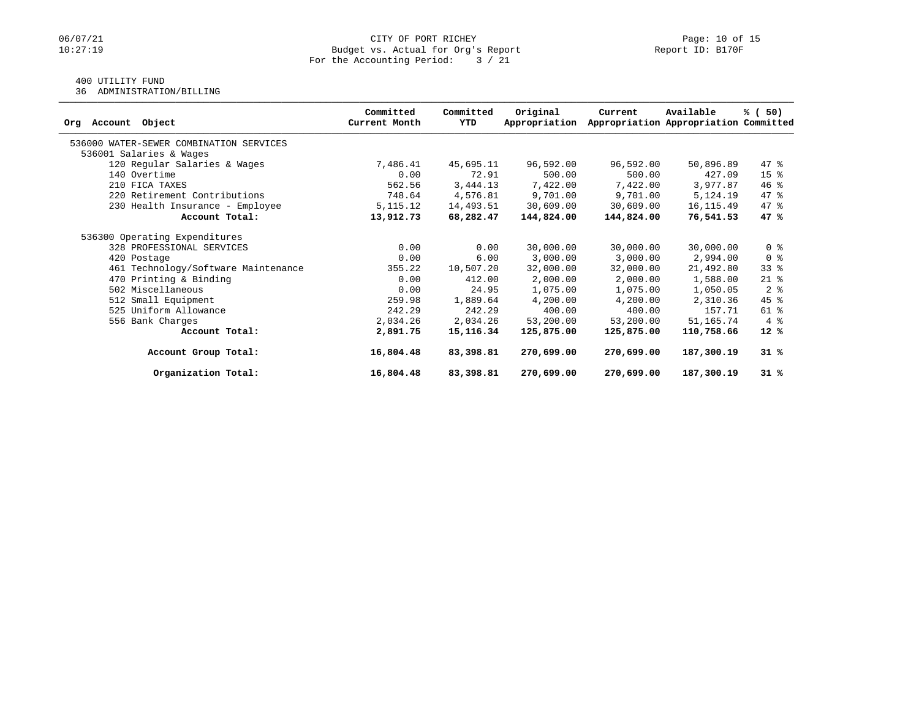CITY OF PORT RICHEY
Budget vs. Actual for Org's Report
For the Accounting Period: 3 / 21

400 UTILITY FUND
36 ADMINISTRATION/BILLING

| Org Account Object | Committed Current Month | Committed YTD | Original Appropriation | Current Appropriation | Available Appropriation | % ( 50) Committed |
|---|---|---|---|---|---|---|
| 536000 WATER-SEWER COMBINATION SERVICES | | | | | | |
| 536001 Salaries & Wages | | | | | | |
| 120 Regular Salaries & Wages | 7,486.41 | 45,695.11 | 96,592.00 | 96,592.00 | 50,896.89 | 47 % |
| 140 Overtime | 0.00 | 72.91 | 500.00 | 500.00 | 427.09 | 15 % |
| 210 FICA TAXES | 562.56 | 3,444.13 | 7,422.00 | 7,422.00 | 3,977.87 | 46 % |
| 220 Retirement Contributions | 748.64 | 4,576.81 | 9,701.00 | 9,701.00 | 5,124.19 | 47 % |
| 230 Health Insurance - Employee | 5,115.12 | 14,493.51 | 30,609.00 | 30,609.00 | 16,115.49 | 47 % |
| **Account Total:** | **13,912.73** | **68,282.47** | **144,824.00** | **144,824.00** | **76,541.53** | **47 %** |
| 536300 Operating Expenditures | | | | | | |
| 328 PROFESSIONAL SERVICES | 0.00 | 0.00 | 30,000.00 | 30,000.00 | 30,000.00 | 0 % |
| 420 Postage | 0.00 | 6.00 | 3,000.00 | 3,000.00 | 2,994.00 | 0 % |
| 461 Technology/Software Maintenance | 355.22 | 10,507.20 | 32,000.00 | 32,000.00 | 21,492.80 | 33 % |
| 470 Printing & Binding | 0.00 | 412.00 | 2,000.00 | 2,000.00 | 1,588.00 | 21 % |
| 502 Miscellaneous | 0.00 | 24.95 | 1,075.00 | 1,075.00 | 1,050.05 | 2 % |
| 512 Small Equipment | 259.98 | 1,889.64 | 4,200.00 | 4,200.00 | 2,310.36 | 45 % |
| 525 Uniform Allowance | 242.29 | 242.29 | 400.00 | 400.00 | 157.71 | 61 % |
| 556 Bank Charges | 2,034.26 | 2,034.26 | 53,200.00 | 53,200.00 | 51,165.74 | 4 % |
| **Account Total:** | **2,891.75** | **15,116.34** | **125,875.00** | **125,875.00** | **110,758.66** | **12 %** |
| **Account Group Total:** | **16,804.48** | **83,398.81** | **270,699.00** | **270,699.00** | **187,300.19** | **31 %** |
| **Organization Total:** | **16,804.48** | **83,398.81** | **270,699.00** | **270,699.00** | **187,300.19** | **31 %** |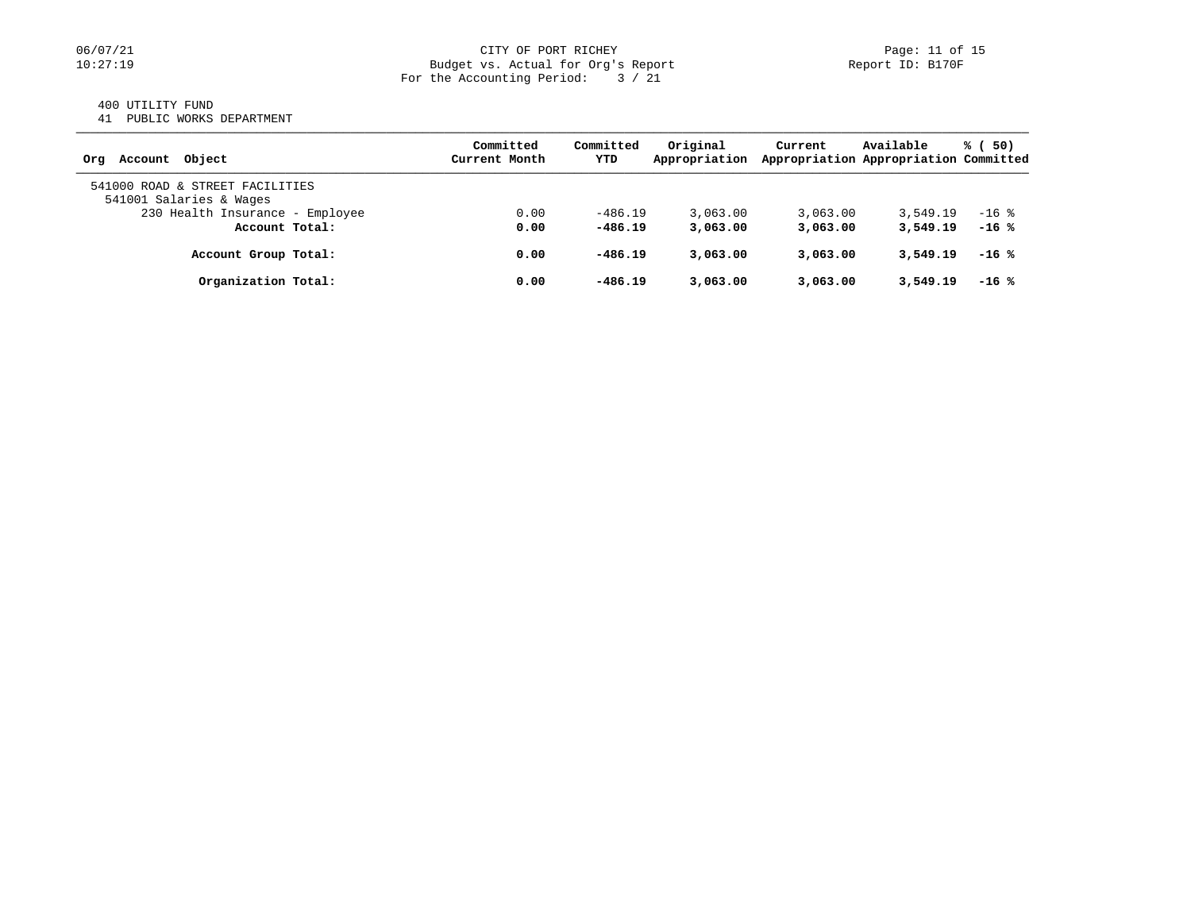CITY OF PORT RICHEY
Budget vs. Actual for Org's Report
For the Accounting Period: 3 / 21

400 UTILITY FUND
41 PUBLIC WORKS DEPARTMENT

| Org Account Object | Committed Current Month | Committed YTD | Original Appropriation | Current Appropriation | Available Appropriation | % ( 50) Committed |
|---|---|---|---|---|---|---|
| 541000 ROAD & STREET FACILITIES | | | | | | |
| 541001 Salaries & Wages | | | | | | |
| 230 Health Insurance - Employee | 0.00 | -486.19 | 3,063.00 | 3,063.00 | 3,549.19 | -16 % |
| **Account Total:** | **0.00** | **-486.19** | **3,063.00** | **3,063.00** | **3,549.19** | **-16 %** |
| **Account Group Total:** | **0.00** | **-486.19** | **3,063.00** | **3,063.00** | **3,549.19** | **-16 %** |
| **Organization Total:** | **0.00** | **-486.19** | **3,063.00** | **3,063.00** | **3,549.19** | **-16 %** |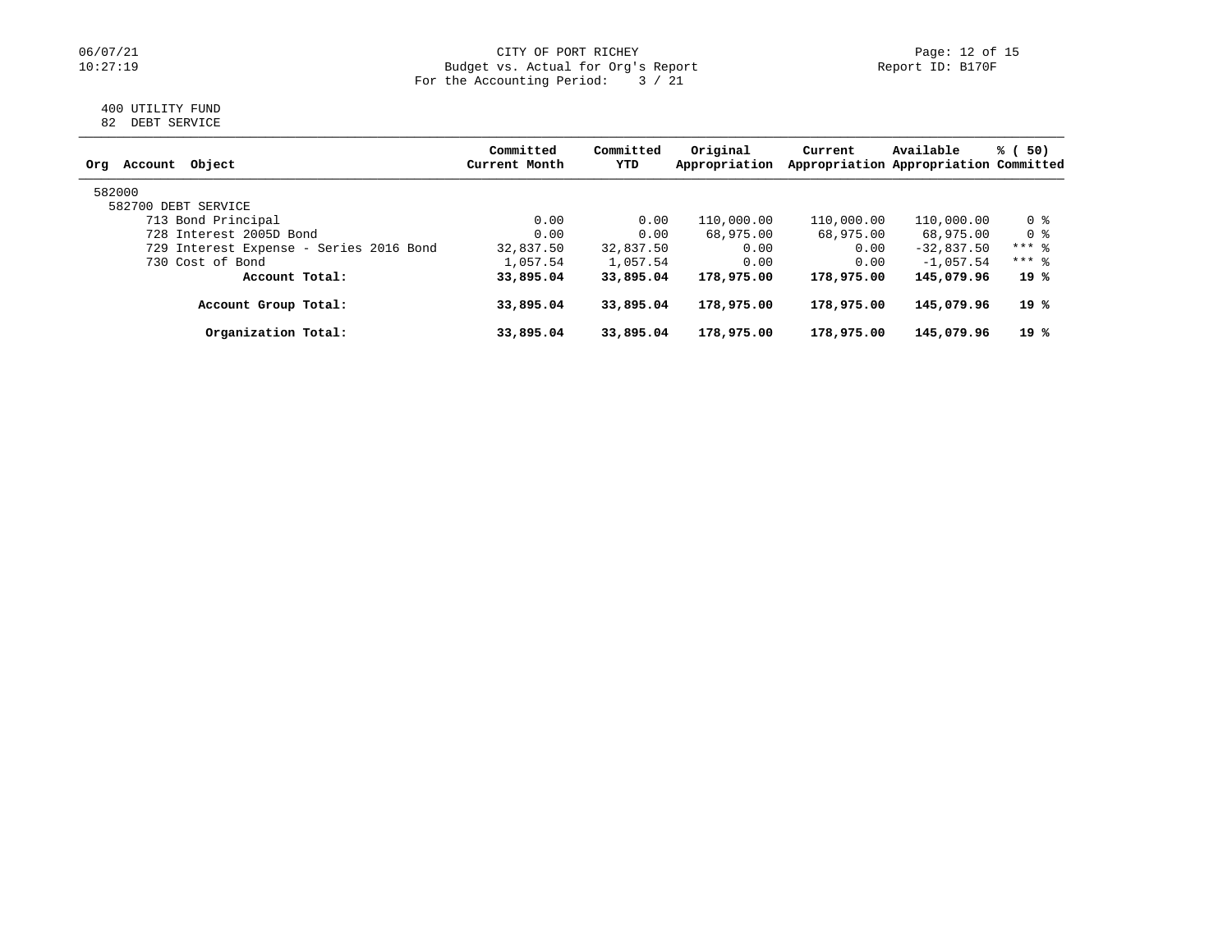06/07/21
10:27:19

CITY OF PORT RICHEY
Budget vs. Actual for Org's Report
For the Accounting Period: 3 / 21

Report ID: B170F

400 UTILITY FUND
82 DEBT SERVICE

| Org Account Object | Committed Current Month | Committed YTD | Original Appropriation | Current Appropriation | Available Appropriation | % ( 50) Committed |
|---|---|---|---|---|---|---|
| 582000 | | | | | | |
| 582700 DEBT SERVICE | | | | | | |
| 713 Bond Principal | 0.00 | 0.00 | 110,000.00 | 110,000.00 | 110,000.00 | 0 % |
| 728 Interest 2005D Bond | 0.00 | 0.00 | 68,975.00 | 68,975.00 | 68,975.00 | 0 % |
| 729 Interest Expense - Series 2016 Bond | 32,837.50 | 32,837.50 | 0.00 | 0.00 | -32,837.50 | *** % |
| 730 Cost of Bond | 1,057.54 | 1,057.54 | 0.00 | 0.00 | -1,057.54 | *** % |
| **Account Total:** | **33,895.04** | **33,895.04** | **178,975.00** | **178,975.00** | **145,079.96** | **19 %** |
| **Account Group Total:** | **33,895.04** | **33,895.04** | **178,975.00** | **178,975.00** | **145,079.96** | **19 %** |
| **Organization Total:** | **33,895.04** | **33,895.04** | **178,975.00** | **178,975.00** | **145,079.96** | **19 %** |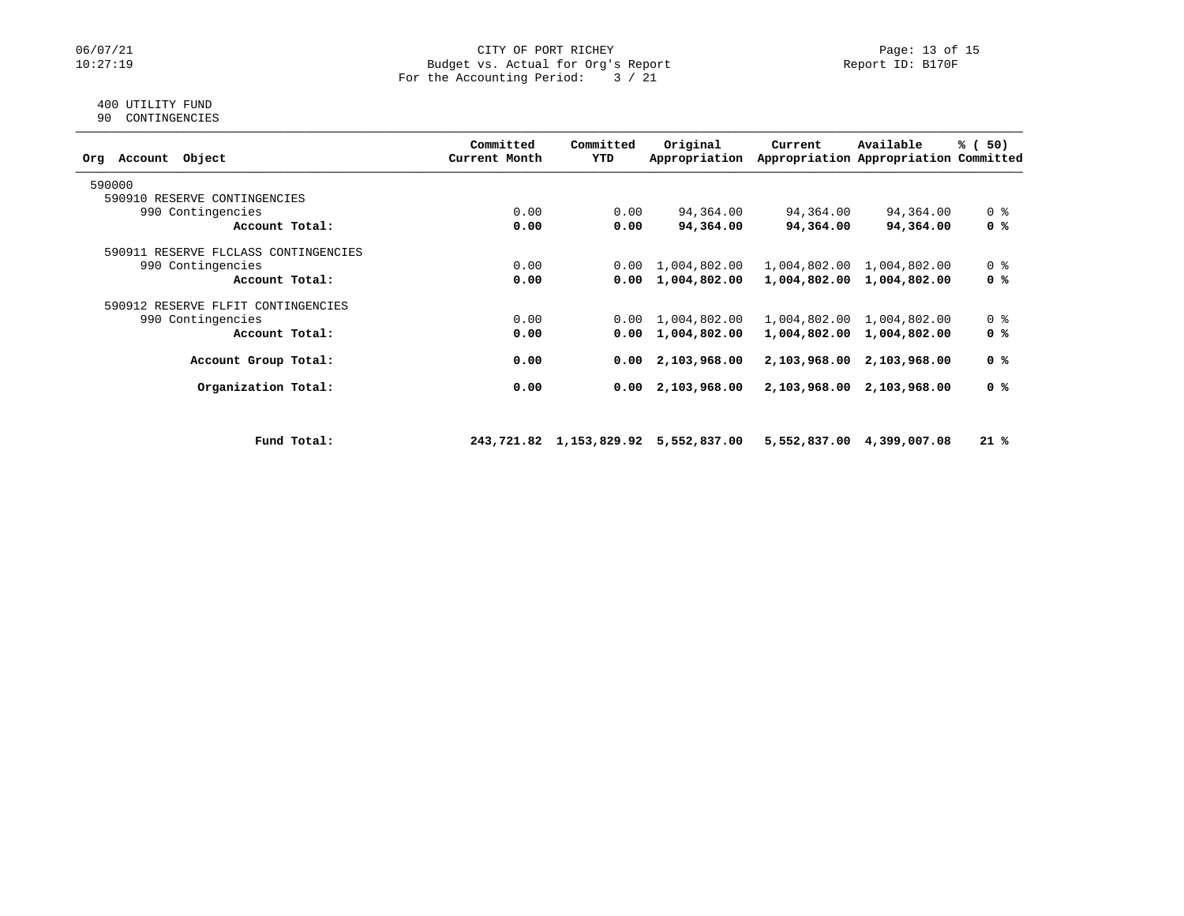CITY OF PORT RICHEY
Budget vs. Actual for Org's Report
For the Accounting Period: 3 / 21

Report ID: B170F

06/07/21
10:27:19

400 UTILITY FUND
90 CONTINGENCIES

| Org Account Object | Committed Current Month | Committed YTD | Original Appropriation | Current Appropriation | Available Appropriation | % ( 50) Committed |
|---|---|---|---|---|---|---|
| 590000 | | | | | | |
| 590910 RESERVE CONTINGENCIES | | | | | | |
| 990 Contingencies | 0.00 | 0.00 | 94,364.00 | 94,364.00 | 94,364.00 | 0 % |
| **Account Total:** | **0.00** | **0.00** | **94,364.00** | **94,364.00** | **94,364.00** | **0 %** |
| 590911 RESERVE FLCLASS CONTINGENCIES | | | | | | |
| 990 Contingencies | 0.00 | 0.00 | 1,004,802.00 | 1,004,802.00 | 1,004,802.00 | 0 % |
| **Account Total:** | **0.00** | **0.00** | **1,004,802.00** | **1,004,802.00** | **1,004,802.00** | **0 %** |
| 590912 RESERVE FLFIT CONTINGENCIES | | | | | | |
| 990 Contingencies | 0.00 | 0.00 | 1,004,802.00 | 1,004,802.00 | 1,004,802.00 | 0 % |
| **Account Total:** | **0.00** | **0.00** | **1,004,802.00** | **1,004,802.00** | **1,004,802.00** | **0 %** |
| **Account Group Total:** | **0.00** | **0.00** | **2,103,968.00** | **2,103,968.00** | **2,103,968.00** | **0 %** |
| **Organization Total:** | **0.00** | **0.00** | **2,103,968.00** | **2,103,968.00** | **2,103,968.00** | **0 %** |
| **Fund Total:** | **243,721.82** | **1,153,829.92** | **5,552,837.00** | **5,552,837.00** | **4,399,007.08** | **21 %** |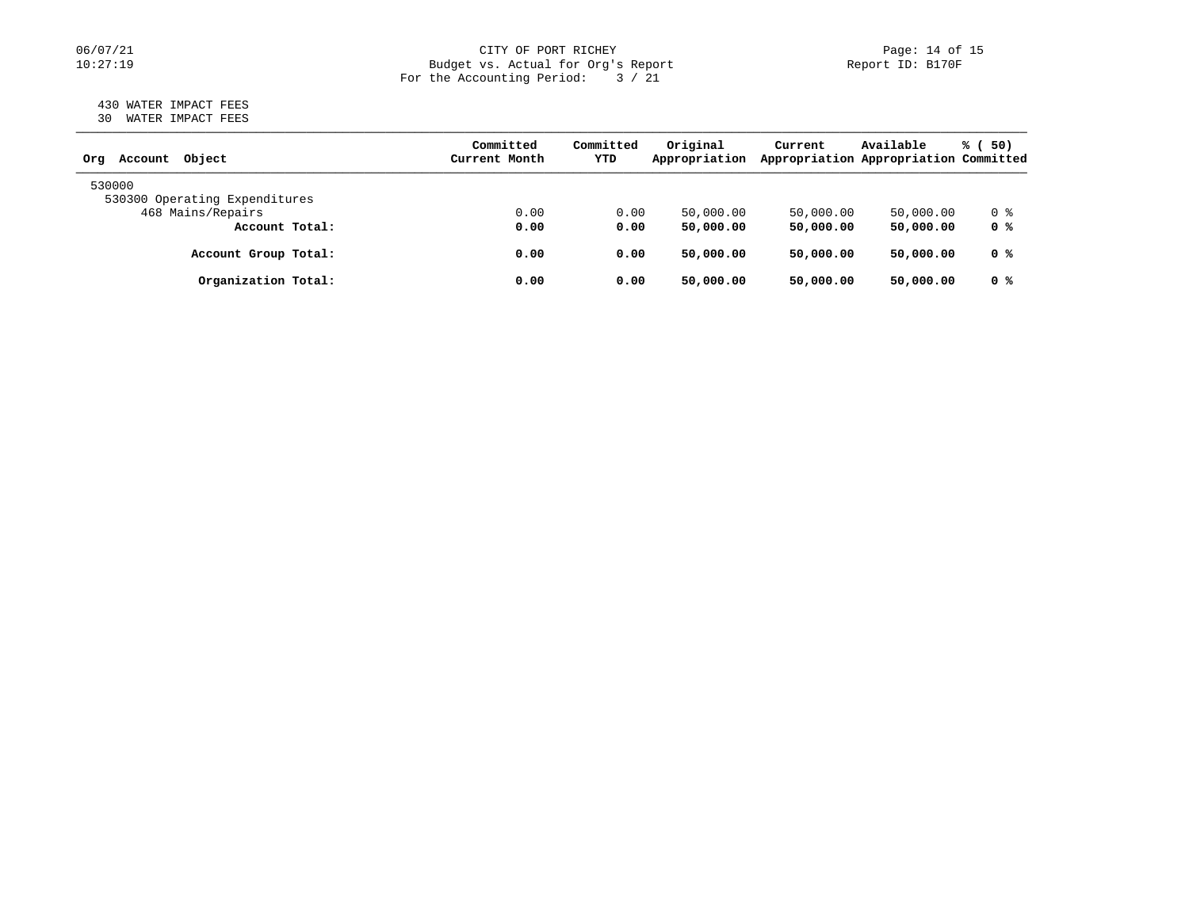06/07/21
10:27:19

CITY OF PORT RICHEY
Budget vs. Actual for Org's Report
For the Accounting Period: 3 / 21

Report ID: B170F

430 WATER IMPACT FEES
30 WATER IMPACT FEES

| Org Account Object | Committed Current Month | Committed YTD | Original Appropriation | Current Appropriation | Available Appropriation | % ( 50) Committed |
|---|---|---|---|---|---|---|
| 530000 | | | | | | |
| 530300 Operating Expenditures | | | | | | |
| 468 Mains/Repairs | 0.00 | 0.00 | 50,000.00 | 50,000.00 | 50,000.00 | 0 % |
| **Account Total:** | **0.00** | **0.00** | **50,000.00** | **50,000.00** | **50,000.00** | **0 %** |
| **Account Group Total:** | **0.00** | **0.00** | **50,000.00** | **50,000.00** | **50,000.00** | **0 %** |
| **Organization Total:** | **0.00** | **0.00** | **50,000.00** | **50,000.00** | **50,000.00** | **0 %** |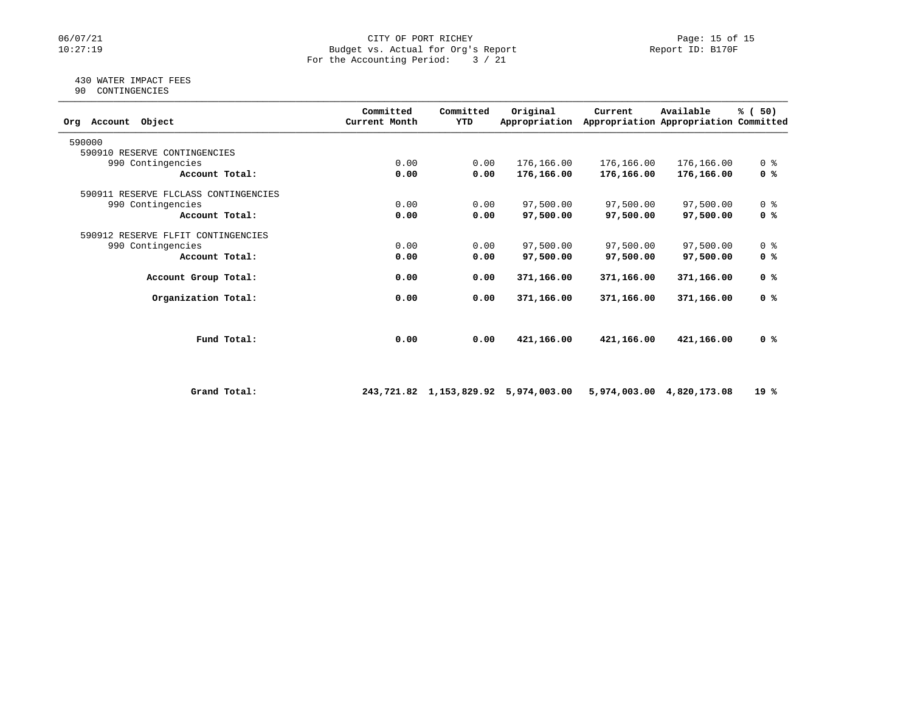CITY OF PORT RICHEY
Budget vs. Actual for Org's Report
For the Accounting Period: 3 / 21

430 WATER IMPACT FEES
90 CONTINGENCIES

| Org Account Object | Committed Current Month | Committed YTD | Original Appropriation | Current Appropriation | Available Appropriation | % ( 50) Committed |
|---|---|---|---|---|---|---|
| 590000 | | | | | | |
| 590910 RESERVE CONTINGENCIES | | | | | | |
| 990 Contingencies | 0.00 | 0.00 | 176,166.00 | 176,166.00 | 176,166.00 | 0 % |
| **Account Total:** | **0.00** | **0.00** | **176,166.00** | **176,166.00** | **176,166.00** | **0 %** |
| 590911 RESERVE FLCLASS CONTINGENCIES | | | | | | |
| 990 Contingencies | 0.00 | 0.00 | 97,500.00 | 97,500.00 | 97,500.00 | 0 % |
| **Account Total:** | **0.00** | **0.00** | **97,500.00** | **97,500.00** | **97,500.00** | **0 %** |
| 590912 RESERVE FLFIT CONTINGENCIES | | | | | | |
| 990 Contingencies | 0.00 | 0.00 | 97,500.00 | 97,500.00 | 97,500.00 | 0 % |
| **Account Total:** | **0.00** | **0.00** | **97,500.00** | **97,500.00** | **97,500.00** | **0 %** |
| **Account Group Total:** | **0.00** | **0.00** | **371,166.00** | **371,166.00** | **371,166.00** | **0 %** |
| **Organization Total:** | **0.00** | **0.00** | **371,166.00** | **371,166.00** | **371,166.00** | **0 %** |
| **Fund Total:** | **0.00** | **0.00** | **421,166.00** | **421,166.00** | **421,166.00** | **0 %** |
| **Grand Total:** | **243,721.82** | **1,153,829.92** | **5,974,003.00** | **5,974,003.00** | **4,820,173.08** | **19 %** |